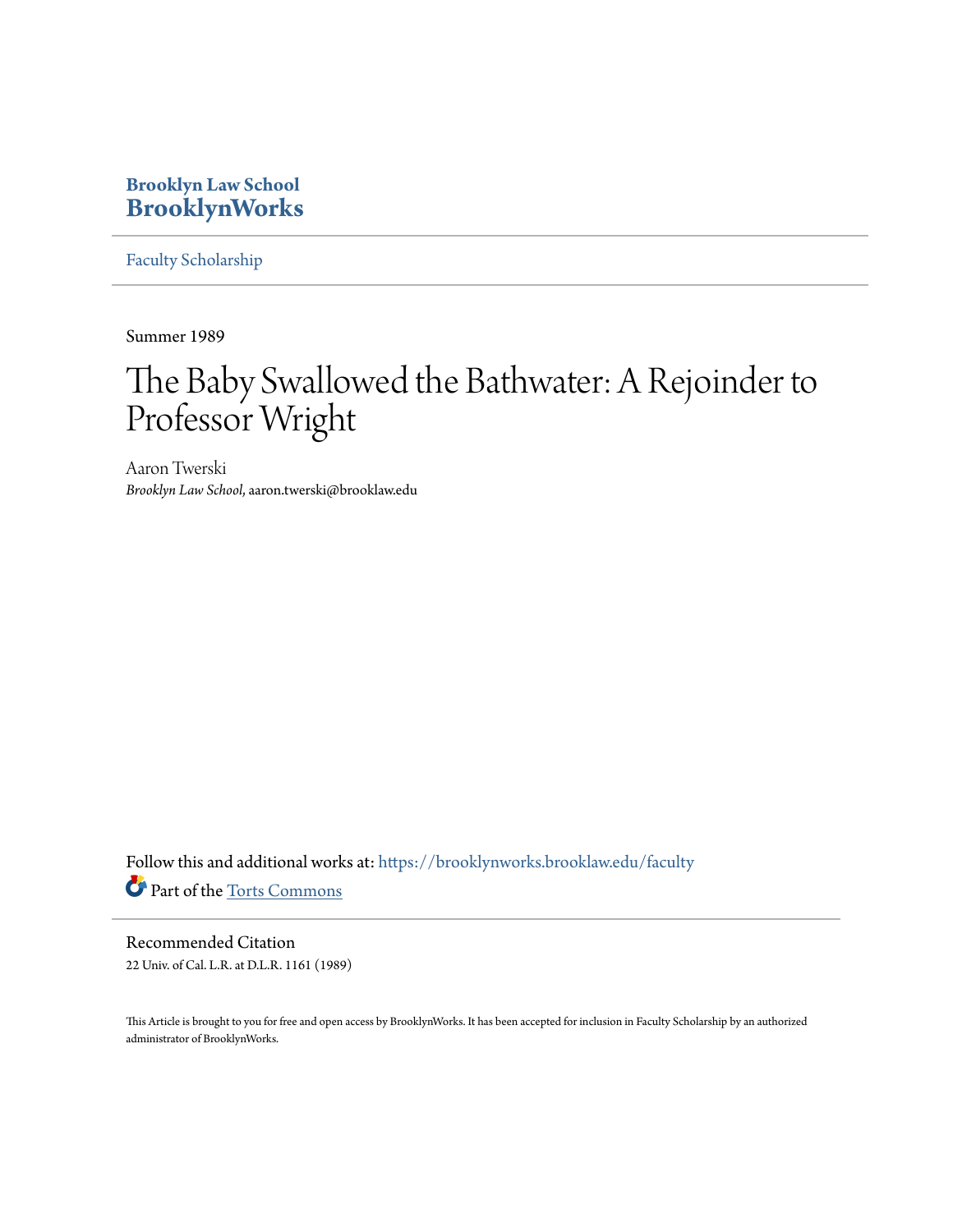**Brooklyn Law School**
**BrooklynWorks**

Faculty Scholarship

Summer 1989

# The Baby Swallowed the Bathwater: A Rejoinder to Professor Wright

Aaron Twerski
*Brooklyn Law School*, aaron.twerski@brooklaw.edu

Follow this and additional works at: https://brooklynworks.brooklaw.edu/faculty

Part of the Torts Commons

Recommended Citation
22 Univ. of Cal. L.R. at D.L.R. 1161 (1989)

This Article is brought to you for free and open access by BrooklynWorks. It has been accepted for inclusion in Faculty Scholarship by an authorized administrator of BrooklynWorks.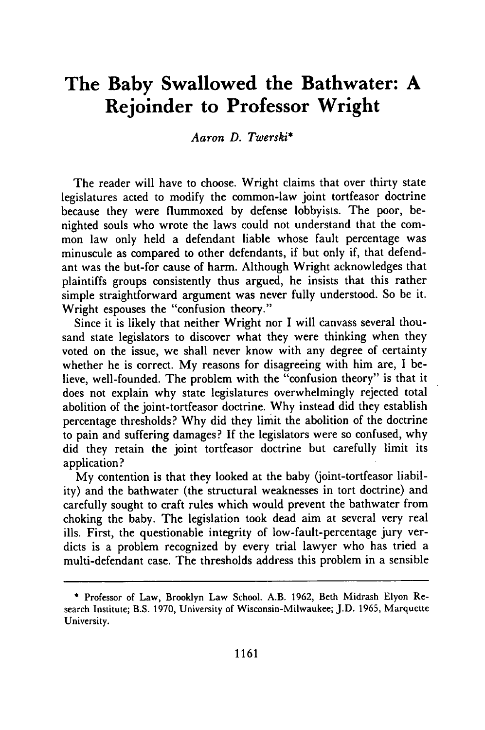# The Baby Swallowed the Bathwater: A Rejoinder to Professor Wright

*Aaron D. Twerski**

The reader will have to choose. Wright claims that over thirty state legislatures acted to modify the common-law joint tortfeasor doctrine because they were flummoxed by defense lobbyists. The poor, benighted souls who wrote the laws could not understand that the common law only held a defendant liable whose fault percentage was minuscule as compared to other defendants, if but only if, that defendant was the but-for cause of harm. Although Wright acknowledges that plaintiffs groups consistently thus argued, he insists that this rather simple straightforward argument was never fully understood. So be it. Wright espouses the "confusion theory."

Since it is likely that neither Wright nor I will canvass several thousand state legislators to discover what they were thinking when they voted on the issue, we shall never know with any degree of certainty whether he is correct. My reasons for disagreeing with him are, I believe, well-founded. The problem with the "confusion theory" is that it does not explain why state legislatures overwhelmingly rejected total abolition of the joint-tortfeasor doctrine. Why instead did they establish percentage thresholds? Why did they limit the abolition of the doctrine to pain and suffering damages? If the legislators were so confused, why did they retain the joint tortfeasor doctrine but carefully limit its application?

My contention is that they looked at the baby (joint-tortfeasor liability) and the bathwater (the structural weaknesses in tort doctrine) and carefully sought to craft rules which would prevent the bathwater from choking the baby. The legislation took dead aim at several very real ills. First, the questionable integrity of low-fault-percentage jury verdicts is a problem recognized by every trial lawyer who has tried a multi-defendant case. The thresholds address this problem in a sensible

---

\* Professor of Law, Brooklyn Law School. A.B. 1962, Beth Midrash Elyon Research Institute; B.S. 1970, University of Wisconsin-Milwaukee; J.D. 1965, Marquette University.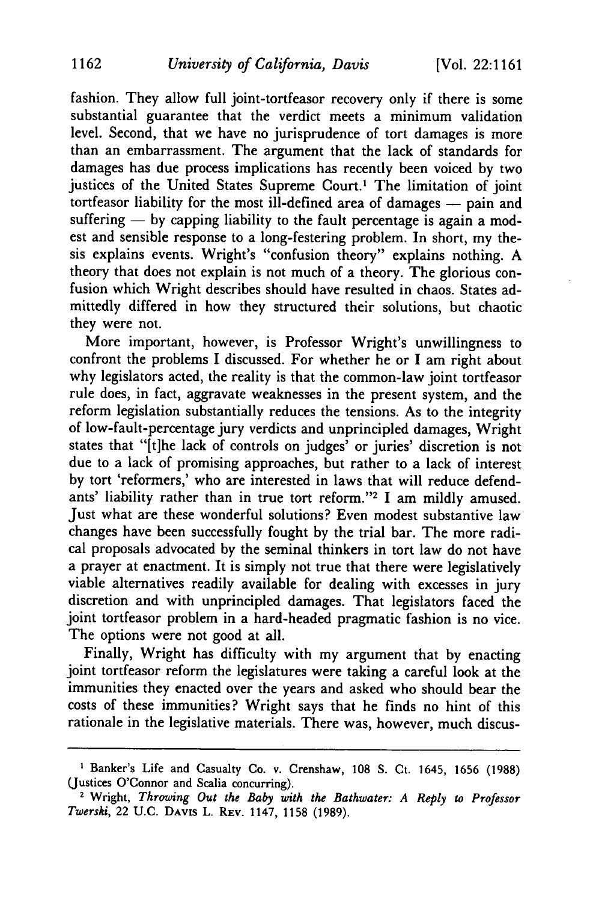fashion. They allow full joint-tortfeasor recovery only if there is some substantial guarantee that the verdict meets a minimum validation level. Second, that we have no jurisprudence of tort damages is more than an embarrassment. The argument that the lack of standards for damages has due process implications has recently been voiced by two justices of the United States Supreme Court.[1] The limitation of joint tortfeasor liability for the most ill-defined area of damages — pain and suffering — by capping liability to the fault percentage is again a modest and sensible response to a long-festering problem. In short, my thesis explains events. Wright's "confusion theory" explains nothing. A theory that does not explain is not much of a theory. The glorious confusion which Wright describes should have resulted in chaos. States admittedly differed in how they structured their solutions, but chaotic they were not.

More important, however, is Professor Wright's unwillingness to confront the problems I discussed. For whether he or I am right about why legislators acted, the reality is that the common-law joint tortfeasor rule does, in fact, aggravate weaknesses in the present system, and the reform legislation substantially reduces the tensions. As to the integrity of low-fault-percentage jury verdicts and unprincipled damages, Wright states that "[t]he lack of controls on judges' or juries' discretion is not due to a lack of promising approaches, but rather to a lack of interest by tort 'reformers,' who are interested in laws that will reduce defendants' liability rather than in true tort reform."[2] I am mildly amused. Just what are these wonderful solutions? Even modest substantive law changes have been successfully fought by the trial bar. The more radical proposals advocated by the seminal thinkers in tort law do not have a prayer at enactment. It is simply not true that there were legislatively viable alternatives readily available for dealing with excesses in jury discretion and with unprincipled damages. That legislators faced the joint tortfeasor problem in a hard-headed pragmatic fashion is no vice. The options were not good at all.

Finally, Wright has difficulty with my argument that by enacting joint tortfeasor reform the legislatures were taking a careful look at the immunities they enacted over the years and asked who should bear the costs of these immunities? Wright says that he finds no hint of this rationale in the legislative materials. There was, however, much discus-

---

[1] Banker's Life and Casualty Co. v. Crenshaw, 108 S. Ct. 1645, 1656 (1988) (Justices O'Connor and Scalia concurring).

[2] Wright, *Throwing Out the Baby with the Bathwater: A Reply to Professor Twerski*, 22 U.C. DAVIS L. REV. 1147, 1158 (1989).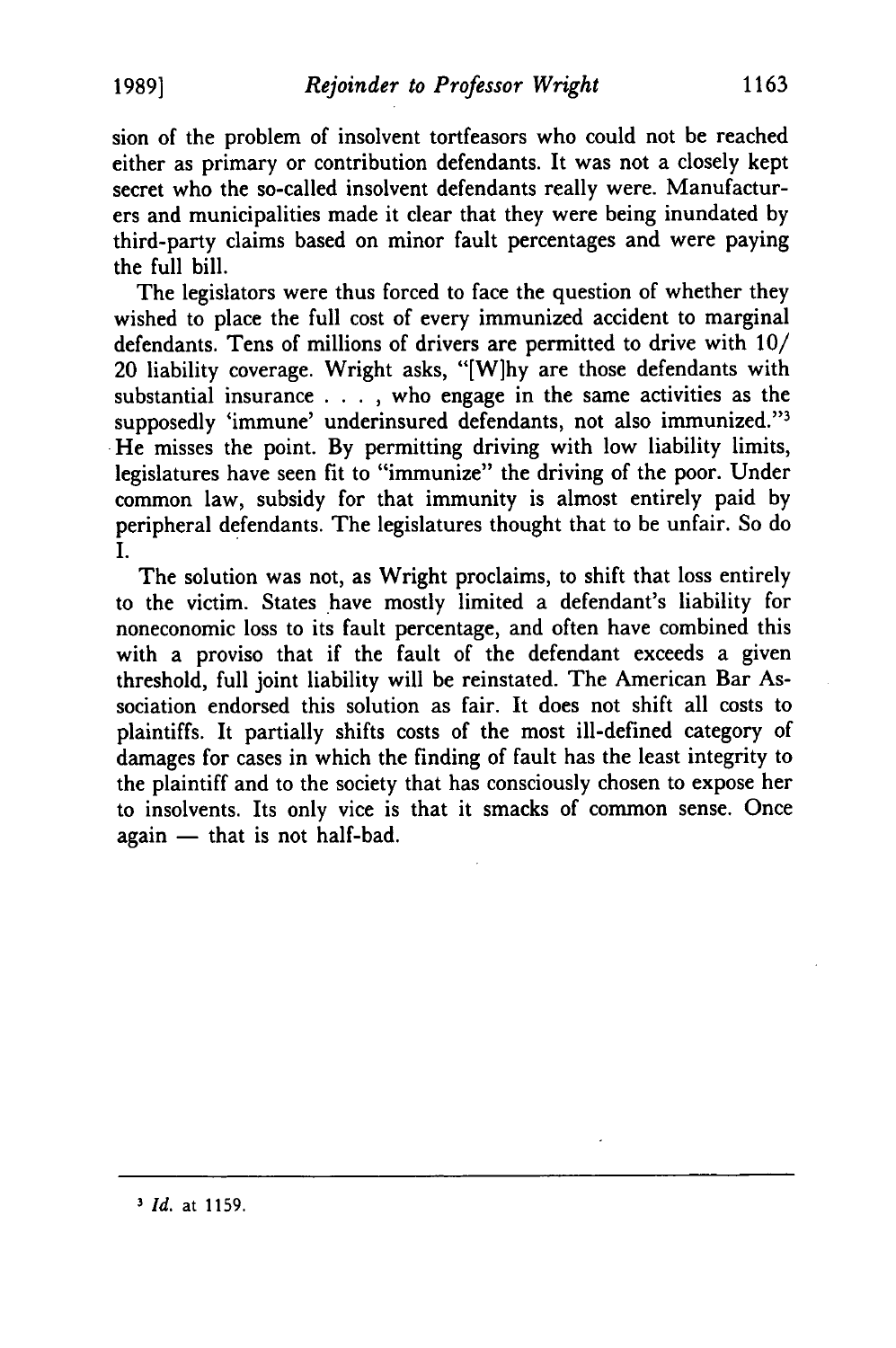sion of the problem of insolvent tortfeasors who could not be reached either as primary or contribution defendants. It was not a closely kept secret who the so-called insolvent defendants really were. Manufacturers and municipalities made it clear that they were being inundated by third-party claims based on minor fault percentages and were paying the full bill.

The legislators were thus forced to face the question of whether they wished to place the full cost of every immunized accident to marginal defendants. Tens of millions of drivers are permitted to drive with 10/20 liability coverage. Wright asks, "[W]hy are those defendants with substantial insurance . . . , who engage in the same activities as the supposedly 'immune' underinsured defendants, not also immunized."[3] He misses the point. By permitting driving with low liability limits, legislatures have seen fit to "immunize" the driving of the poor. Under common law, subsidy for that immunity is almost entirely paid by peripheral defendants. The legislatures thought that to be unfair. So do I.

The solution was not, as Wright proclaims, to shift that loss entirely to the victim. States have mostly limited a defendant's liability for noneconomic loss to its fault percentage, and often have combined this with a proviso that if the fault of the defendant exceeds a given threshold, full joint liability will be reinstated. The American Bar Association endorsed this solution as fair. It does not shift all costs to plaintiffs. It partially shifts costs of the most ill-defined category of damages for cases in which the finding of fault has the least integrity to the plaintiff and to the society that has consciously chosen to expose her to insolvents. Its only vice is that it smacks of common sense. Once again — that is not half-bad.

---

[3] *Id.* at 1159.